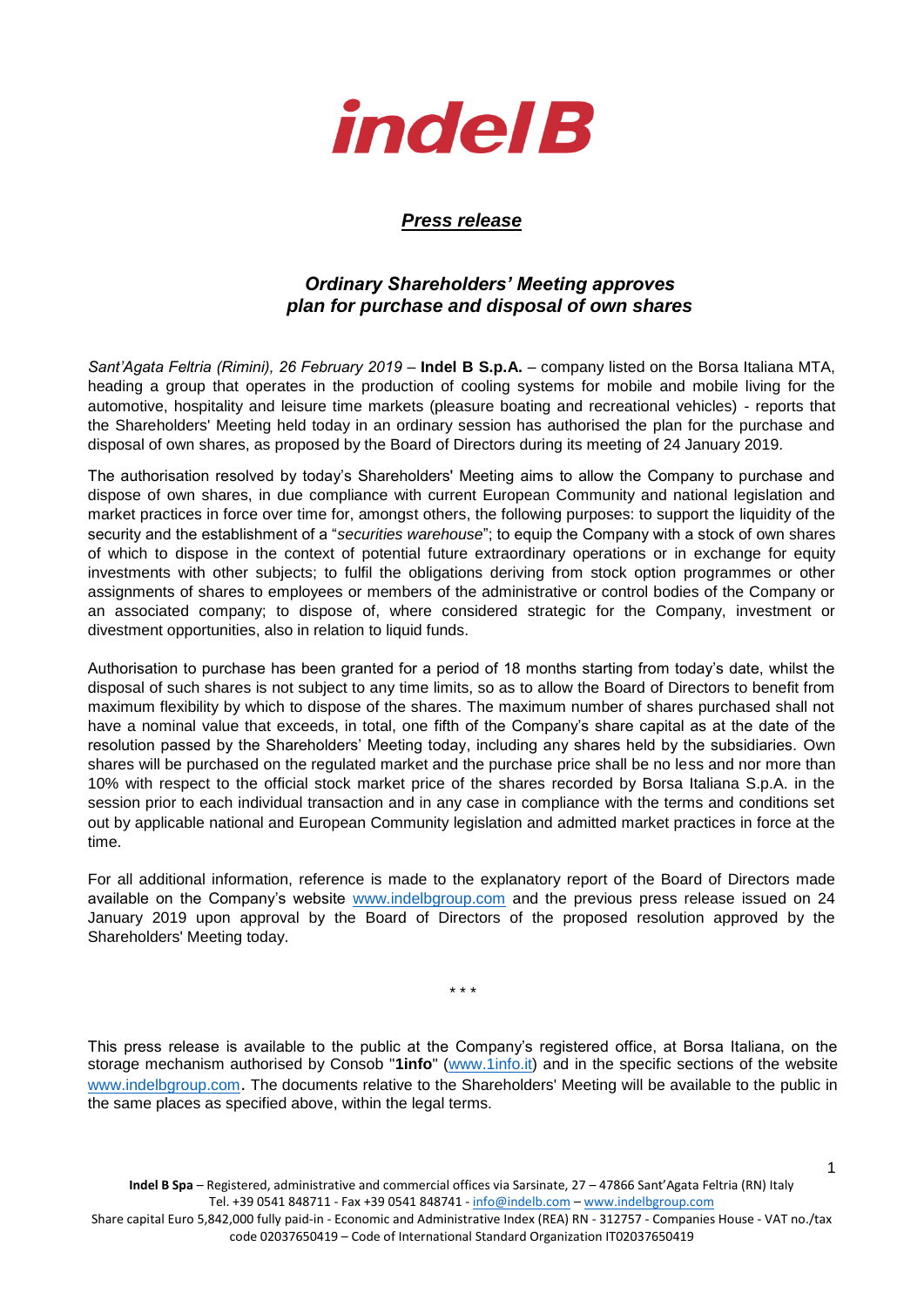**indel B**

## *Press release*

### *Ordinary Shareholders' Meeting approves plan for purchase and disposal of own shares*

*Sant'Agata Feltria (Rimini), 26 February 2019* – **Indel B S.p.A.** – company listed on the Borsa Italiana MTA, heading a group that operates in the production of cooling systems for mobile and mobile living for the automotive, hospitality and leisure time markets (pleasure boating and recreational vehicles) - reports that the Shareholders' Meeting held today in an ordinary session has authorised the plan for the purchase and disposal of own shares, as proposed by the Board of Directors during its meeting of 24 January 2019.

The authorisation resolved by today's Shareholders' Meeting aims to allow the Company to purchase and dispose of own shares, in due compliance with current European Community and national legislation and market practices in force over time for, amongst others, the following purposes: to support the liquidity of the security and the establishment of a "*securities warehouse*"; to equip the Company with a stock of own shares of which to dispose in the context of potential future extraordinary operations or in exchange for equity investments with other subjects; to fulfil the obligations deriving from stock option programmes or other assignments of shares to employees or members of the administrative or control bodies of the Company or an associated company; to dispose of, where considered strategic for the Company, investment or divestment opportunities, also in relation to liquid funds.

Authorisation to purchase has been granted for a period of 18 months starting from today's date, whilst the disposal of such shares is not subject to any time limits, so as to allow the Board of Directors to benefit from maximum flexibility by which to dispose of the shares. The maximum number of shares purchased shall not have a nominal value that exceeds, in total, one fifth of the Company's share capital as at the date of the resolution passed by the Shareholders' Meeting today, including any shares held by the subsidiaries. Own shares will be purchased on the regulated market and the purchase price shall be no less and nor more than 10% with respect to the official stock market price of the shares recorded by Borsa Italiana S.p.A. in the session prior to each individual transaction and in any case in compliance with the terms and conditions set out by applicable national and European Community legislation and admitted market practices in force at the time.

For all additional information, reference is made to the explanatory report of the Board of Directors made available on the Company's website www.indelbgroup.com and the previous press release issued on 24 January 2019 upon approval by the Board of Directors of the proposed resolution approved by the Shareholders' Meeting today.

\* \* \*

This press release is available to the public at the Company's registered office, at Borsa Italiana, on the storage mechanism authorised by Consob "**1info**" (www.1info.it) and in the specific sections of the website www.indelbgroup.com. The documents relative to the Shareholders' Meeting will be available to the public in the same places as specified above, within the legal terms.

**Indel B Spa** – Registered, administrative and commercial offices via Sarsinate, 27 – 47866 Sant'Agata Feltria (RN) Italy
Tel. +39 0541 848711 - Fax +39 0541 848741 - info@indelb.com – www.indelbgroup.com
Share capital Euro 5,842,000 fully paid-in - Economic and Administrative Index (REA) RN - 312757 - Companies House - VAT no./tax code 02037650419 – Code of International Standard Organization IT02037650419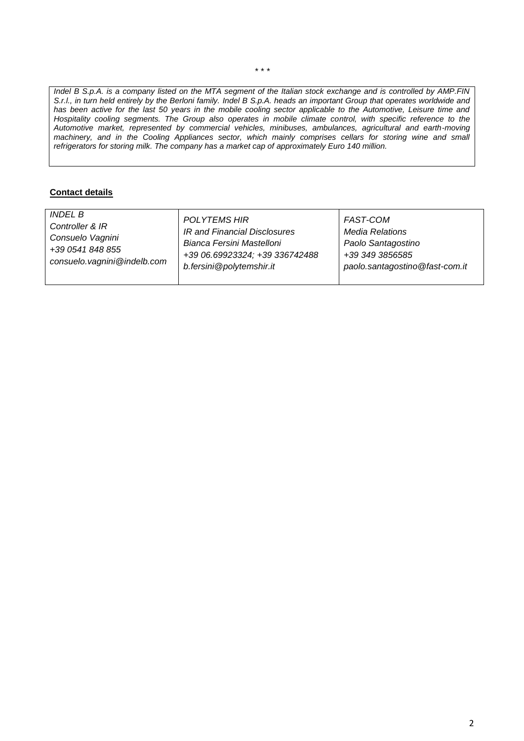\* \* \*

*Indel B S.p.A. is a company listed on the MTA segment of the Italian stock exchange and is controlled by AMP.FIN S.r.l., in turn held entirely by the Berloni family. Indel B S.p.A. heads an important Group that operates worldwide and has been active for the last 50 years in the mobile cooling sector applicable to the Automotive, Leisure time and Hospitality cooling segments. The Group also operates in mobile climate control, with specific reference to the Automotive market, represented by commercial vehicles, minibuses, ambulances, agricultural and earth-moving machinery, and in the Cooling Appliances sector, which mainly comprises cellars for storing wine and small refrigerators for storing milk. The company has a market cap of approximately Euro 140 million.*

**Contact details**

| | | |
|---|---|---|
| *INDEL B*<br>*Controller & IR*<br>*Consuelo Vagnini*<br>*+39 0541 848 855*<br>*consuelo.vagnini@indelb.com* | *POLYTEMS HIR*<br>*IR and Financial Disclosures*<br>*Bianca Fersini Mastelloni*<br>*+39 06.69923324; +39 336742488*<br>*b.fersini@polytemshir.it* | *FAST-COM*<br>*Media Relations*<br>*Paolo Santagostino*<br>*+39 349 3856585*<br>*paolo.santagostino@fast-com.it* |